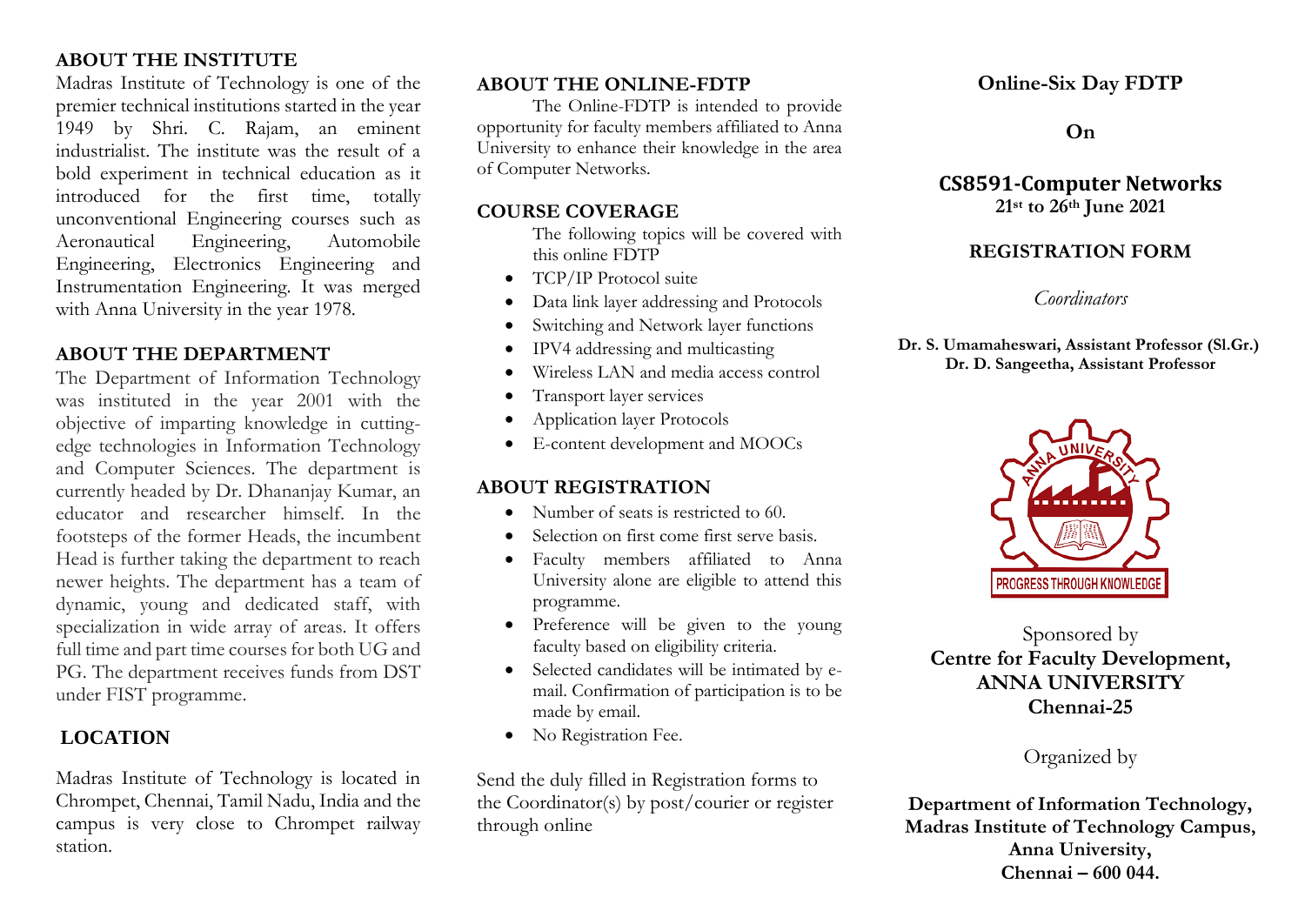## ABOUT THE INSTITUTE

Madras Institute of Technology is one of the premier technical institutions started in the year 1949 by Shri. C. Rajam, an eminent industrialist. The institute was the result of a bold experiment in technical education as it introduced for the first time, totally unconventional Engineering courses such as Aeronautical Engineering, Automobile Engineering, Electronics Engineering and Instrumentation Engineering. It was merged with Anna University in the year 1978.

## ABOUT THE DEPARTMENT

The Department of Information Technology was instituted in the year 2001 with the objective of imparting knowledge in cutting-edge technologies in Information Technology and Computer Sciences. The department is currently headed by Dr. Dhananjay Kumar, an educator and researcher himself. In the footsteps of the former Heads, the incumbent Head is further taking the department to reach newer heights. The department has a team of dynamic, young and dedicated staff, with specialization in wide array of areas. It offers full time and part time courses for both UG and PG. The department receives funds from DST under FIST programme.

## LOCATION

Madras Institute of Technology is located in Chrompet, Chennai, Tamil Nadu, India and the campus is very close to Chrompet railway station.

## ABOUT THE ONLINE-FDTP

The Online-FDTP is intended to provide opportunity for faculty members affiliated to Anna University to enhance their knowledge in the area of Computer Networks.

## COURSE COVERAGE

The following topics will be covered with this online FDTP

- TCP/IP Protocol suite
- Data link layer addressing and Protocols
- Switching and Network layer functions
- IPV4 addressing and multicasting
- Wireless LAN and media access control
- Transport layer services
- Application layer Protocols
- E-content development and MOOCs

## ABOUT REGISTRATION

- Number of seats is restricted to 60.
- Selection on first come first serve basis.
- Faculty members affiliated to Anna University alone are eligible to attend this programme.
- Preference will be given to the young faculty based on eligibility criteria.
- Selected candidates will be intimated by e-mail. Confirmation of participation is to be made by email.
- No Registration Fee.

Send the duly filled in Registration forms to the Coordinator(s) by post/courier or register through online

# Online-Six Day FDTP

**On**

## CS8591-Computer Networks

**21st to 26th June 2021**

## REGISTRATION FORM

*Coordinators*

**Dr. S. Umamaheswari, Assistant Professor (Sl.Gr.)**
**Dr. D. Sangeetha, Assistant Professor**

ANNA UNIVERSITY
PROGRESS THROUGH KNOWLEDGE

Sponsored by
**Centre for Faculty Development,**
**ANNA UNIVERSITY**
**Chennai-25**

Organized by

**Department of Information Technology,**
**Madras Institute of Technology Campus,**
**Anna University,**
**Chennai – 600 044.**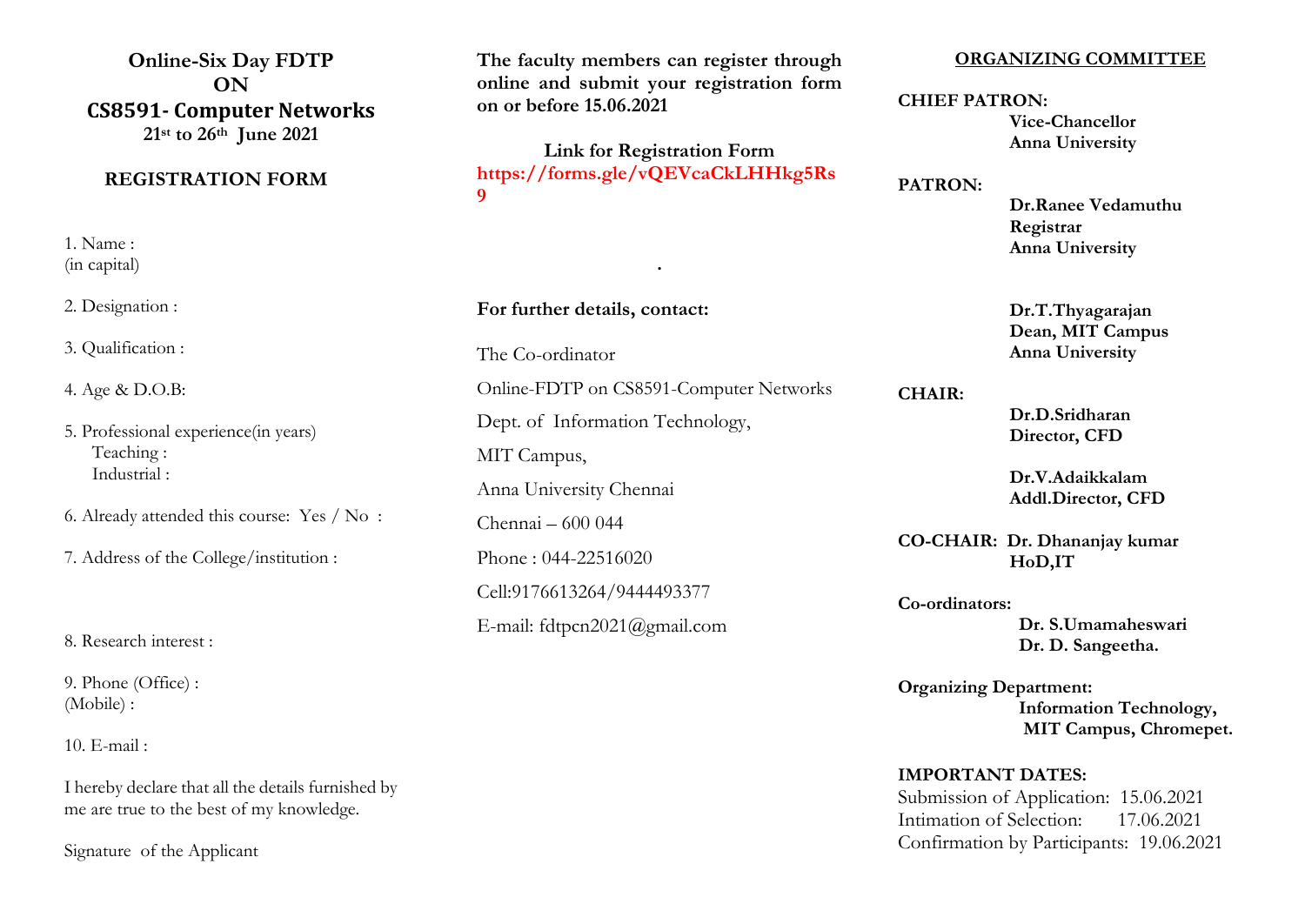## Online-Six Day FDTP ON CS8591- Computer Networks

**21st to 26th June 2021**

### REGISTRATION FORM

1. Name : (in capital)
2. Designation :
3. Qualification :
4. Age & D.O.B:
5. Professional experience(in years)
   Teaching :
   Industrial :
6. Already attended this course: Yes / No :
7. Address of the College/institution :
8. Research interest :
9. Phone (Office) :
   (Mobile) :
10. E-mail :

I hereby declare that all the details furnished by me are true to the best of my knowledge.

Signature of the Applicant

**The faculty members can register through online and submit your registration form on or before 15.06.2021**

**Link for Registration Form**
**https://forms.gle/vQEVcaCkLHHkg5Rs9**

**For further details, contact:**

The Co-ordinator
Online-FDTP on CS8591-Computer Networks
Dept. of Information Technology,
MIT Campus,
Anna University Chennai
Chennai – 600 044
Phone : 044-22516020
Cell:9176613264/9444493377
E-mail: fdtpcn2021@gmail.com

### ORGANIZING COMMITTEE

**CHIEF PATRON:**
**Vice-Chancellor**
**Anna University**

**PATRON:**
**Dr.Ranee Vedamuthu**
**Registrar**
**Anna University**

**Dr.T.Thyagarajan**
**Dean, MIT Campus**
**Anna University**

**CHAIR:**
**Dr.D.Sridharan**
**Director, CFD**

**Dr.V.Adaikkalam**
**Addl.Director, CFD**

**CO-CHAIR: Dr. Dhananjay kumar**
**HoD,IT**

**Co-ordinators:**
**Dr. S.Umamaheswari**
**Dr. D. Sangeetha.**

**Organizing Department:**
**Information Technology,**
**MIT Campus, Chromepet.**

**IMPORTANT DATES:**
Submission of Application: 15.06.2021
Intimation of Selection: 17.06.2021
Confirmation by Participants: 19.06.2021